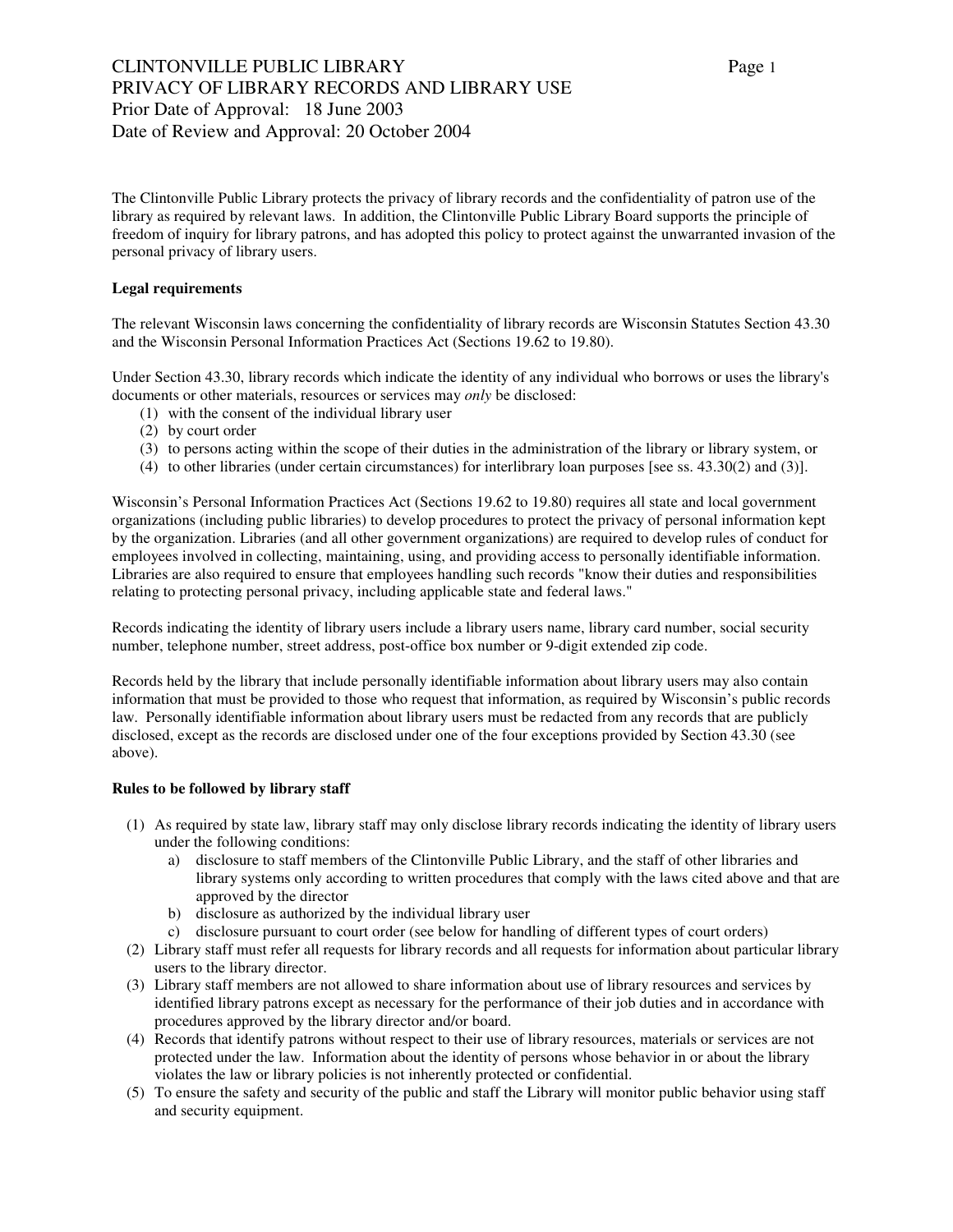# CLINTONVILLE PUBLIC LIBRARY
## PRIVACY OF LIBRARY RECORDS AND LIBRARY USE

Prior Date of Approval: 18 June 2003
Date of Review and Approval: 20 October 2004

The Clintonville Public Library protects the privacy of library records and the confidentiality of patron use of the library as required by relevant laws. In addition, the Clintonville Public Library Board supports the principle of freedom of inquiry for library patrons, and has adopted this policy to protect against the unwarranted invasion of the personal privacy of library users.

**Legal requirements**

The relevant Wisconsin laws concerning the confidentiality of library records are Wisconsin Statutes Section 43.30 and the Wisconsin Personal Information Practices Act (Sections 19.62 to 19.80).

Under Section 43.30, library records which indicate the identity of any individual who borrows or uses the library's documents or other materials, resources or services may *only* be disclosed:

1. with the consent of the individual library user
2. by court order
3. to persons acting within the scope of their duties in the administration of the library or library system, or
4. to other libraries (under certain circumstances) for interlibrary loan purposes [see ss. 43.30(2) and (3)].

Wisconsin's Personal Information Practices Act (Sections 19.62 to 19.80) requires all state and local government organizations (including public libraries) to develop procedures to protect the privacy of personal information kept by the organization. Libraries (and all other government organizations) are required to develop rules of conduct for employees involved in collecting, maintaining, using, and providing access to personally identifiable information. Libraries are also required to ensure that employees handling such records "know their duties and responsibilities relating to protecting personal privacy, including applicable state and federal laws."

Records indicating the identity of library users include a library users name, library card number, social security number, telephone number, street address, post-office box number or 9-digit extended zip code.

Records held by the library that include personally identifiable information about library users may also contain information that must be provided to those who request that information, as required by Wisconsin's public records law. Personally identifiable information about library users must be redacted from any records that are publicly disclosed, except as the records are disclosed under one of the four exceptions provided by Section 43.30 (see above).

**Rules to be followed by library staff**

1. As required by state law, library staff may only disclose library records indicating the identity of library users under the following conditions:
   a) disclosure to staff members of the Clintonville Public Library, and the staff of other libraries and library systems only according to written procedures that comply with the laws cited above and that are approved by the director
   b) disclosure as authorized by the individual library user
   c) disclosure pursuant to court order (see below for handling of different types of court orders)
2. Library staff must refer all requests for library records and all requests for information about particular library users to the library director.
3. Library staff members are not allowed to share information about use of library resources and services by identified library patrons except as necessary for the performance of their job duties and in accordance with procedures approved by the library director and/or board.
4. Records that identify patrons without respect to their use of library resources, materials or services are not protected under the law. Information about the identity of persons whose behavior in or about the library violates the law or library policies is not inherently protected or confidential.
5. To ensure the safety and security of the public and staff the Library will monitor public behavior using staff and security equipment.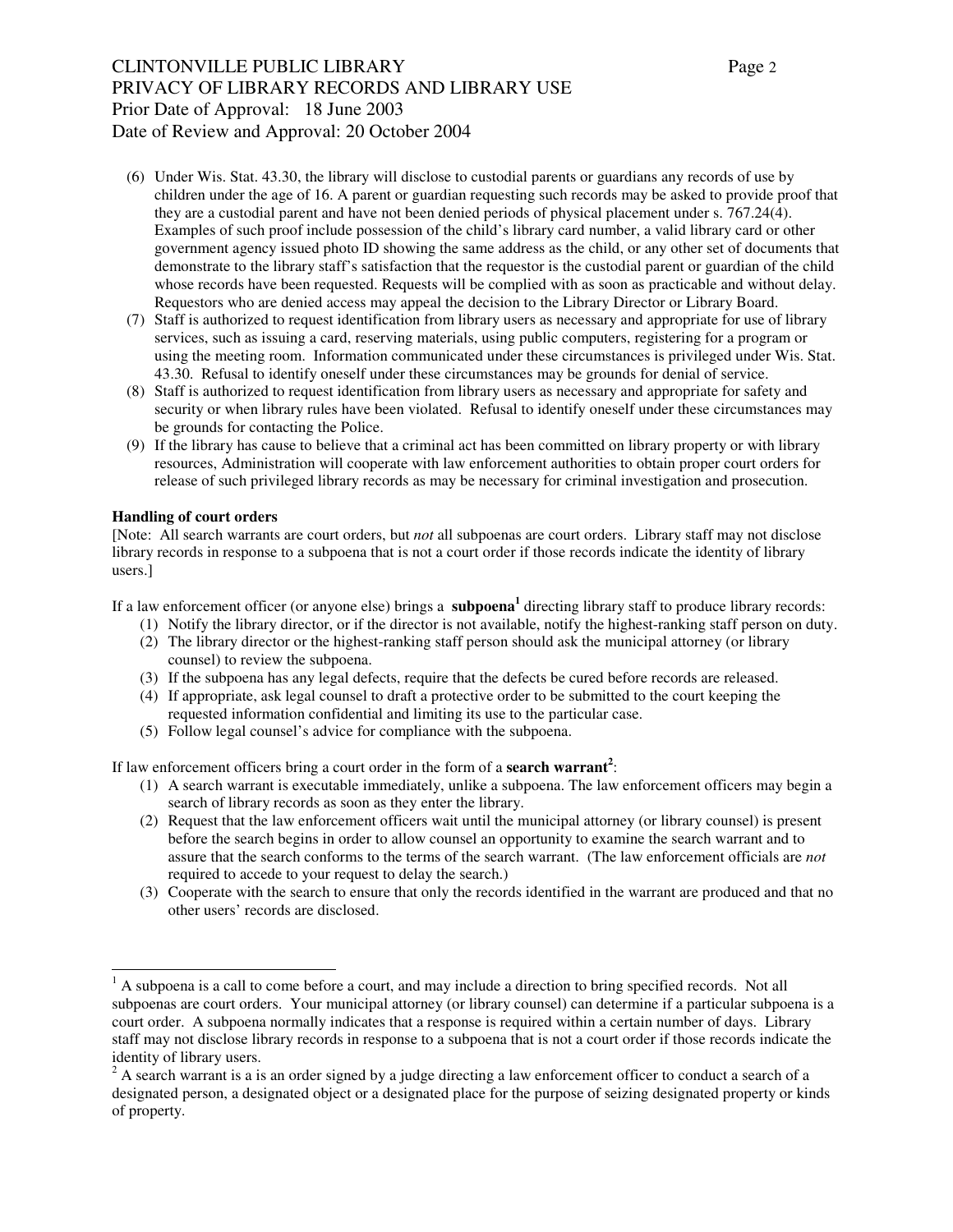(6) Under Wis. Stat. 43.30, the library will disclose to custodial parents or guardians any records of use by children under the age of 16. A parent or guardian requesting such records may be asked to provide proof that they are a custodial parent and have not been denied periods of physical placement under s. 767.24(4). Examples of such proof include possession of the child's library card number, a valid library card or other government agency issued photo ID showing the same address as the child, or any other set of documents that demonstrate to the library staff's satisfaction that the requestor is the custodial parent or guardian of the child whose records have been requested. Requests will be complied with as soon as practicable and without delay. Requestors who are denied access may appeal the decision to the Library Director or Library Board.

(7) Staff is authorized to request identification from library users as necessary and appropriate for use of library services, such as issuing a card, reserving materials, using public computers, registering for a program or using the meeting room. Information communicated under these circumstances is privileged under Wis. Stat. 43.30. Refusal to identify oneself under these circumstances may be grounds for denial of service.

(8) Staff is authorized to request identification from library users as necessary and appropriate for safety and security or when library rules have been violated. Refusal to identify oneself under these circumstances may be grounds for contacting the Police.

(9) If the library has cause to believe that a criminal act has been committed on library property or with library resources, Administration will cooperate with law enforcement authorities to obtain proper court orders for release of such privileged library records as may be necessary for criminal investigation and prosecution.

**Handling of court orders**

[Note: All search warrants are court orders, but *not* all subpoenas are court orders. Library staff may not disclose library records in response to a subpoena that is not a court order if those records indicate the identity of library users.]

If a law enforcement officer (or anyone else) brings a **subpoena**[1] directing library staff to produce library records:

1. Notify the library director, or if the director is not available, notify the highest-ranking staff person on duty.
2. The library director or the highest-ranking staff person should ask the municipal attorney (or library counsel) to review the subpoena.
3. If the subpoena has any legal defects, require that the defects be cured before records are released.
4. If appropriate, ask legal counsel to draft a protective order to be submitted to the court keeping the requested information confidential and limiting its use to the particular case.
5. Follow legal counsel's advice for compliance with the subpoena.

If law enforcement officers bring a court order in the form of a **search warrant**[2]:

1. A search warrant is executable immediately, unlike a subpoena. The law enforcement officers may begin a search of library records as soon as they enter the library.
2. Request that the law enforcement officers wait until the municipal attorney (or library counsel) is present before the search begins in order to allow counsel an opportunity to examine the search warrant and to assure that the search conforms to the terms of the search warrant. (The law enforcement officials are *not* required to accede to your request to delay the search.)
3. Cooperate with the search to ensure that only the records identified in the warrant are produced and that no other users' records are disclosed.

---

[1] A subpoena is a call to come before a court, and may include a direction to bring specified records. Not all subpoenas are court orders. Your municipal attorney (or library counsel) can determine if a particular subpoena is a court order. A subpoena normally indicates that a response is required within a certain number of days. Library staff may not disclose library records in response to a subpoena that is not a court order if those records indicate the identity of library users.

[2] A search warrant is a is an order signed by a judge directing a law enforcement officer to conduct a search of a designated person, a designated object or a designated place for the purpose of seizing designated property or kinds of property.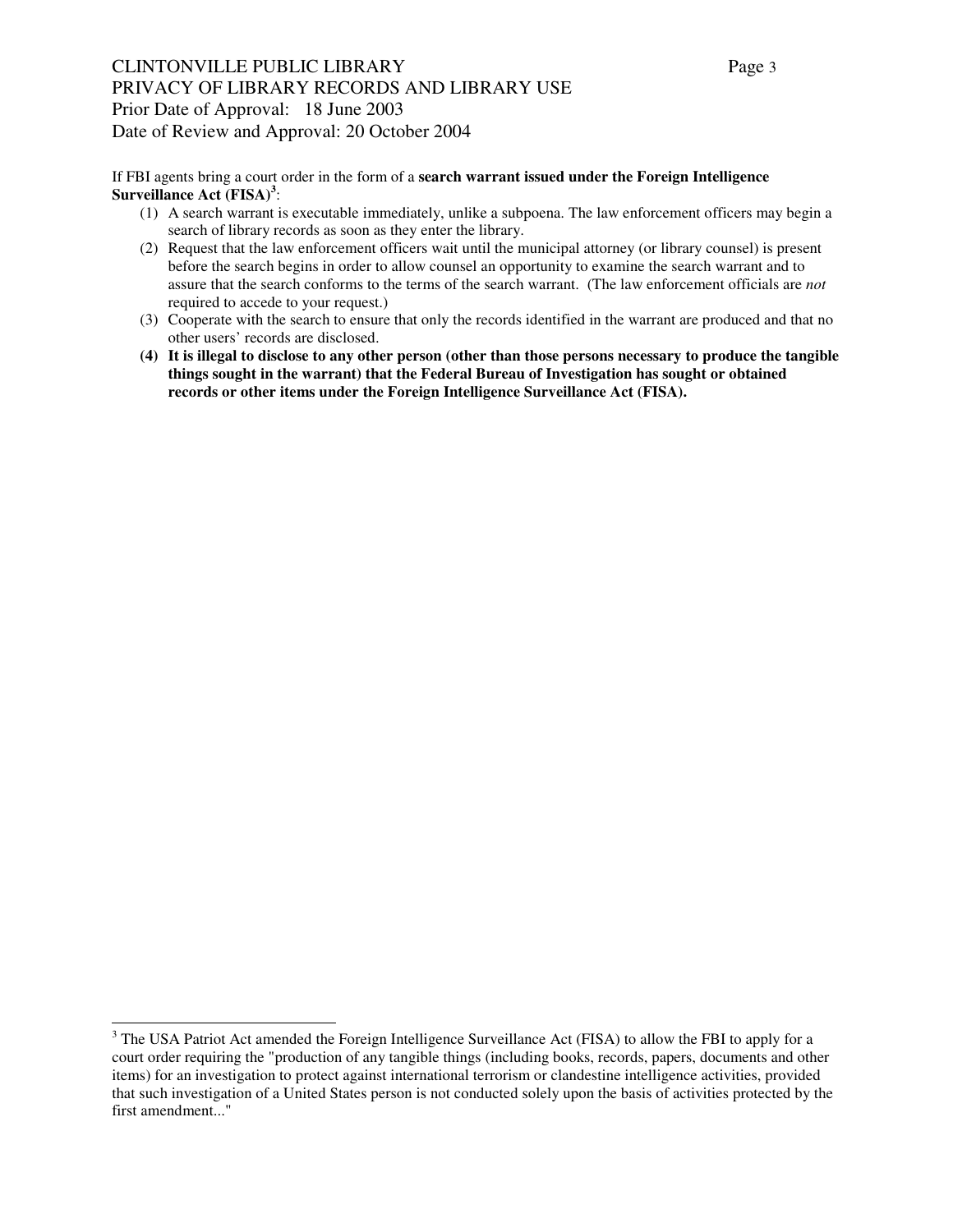If FBI agents bring a court order in the form of a **search warrant issued under the Foreign Intelligence Surveillance Act (FISA)**[3]:

1. A search warrant is executable immediately, unlike a subpoena. The law enforcement officers may begin a search of library records as soon as they enter the library.
2. Request that the law enforcement officers wait until the municipal attorney (or library counsel) is present before the search begins in order to allow counsel an opportunity to examine the search warrant and to assure that the search conforms to the terms of the search warrant. (The law enforcement officials are *not* required to accede to your request.)
3. Cooperate with the search to ensure that only the records identified in the warrant are produced and that no other users' records are disclosed.
4. **It is illegal to disclose to any other person (other than those persons necessary to produce the tangible things sought in the warrant) that the Federal Bureau of Investigation has sought or obtained records or other items under the Foreign Intelligence Surveillance Act (FISA).**

---

[3] The USA Patriot Act amended the Foreign Intelligence Surveillance Act (FISA) to allow the FBI to apply for a court order requiring the "production of any tangible things (including books, records, papers, documents and other items) for an investigation to protect against international terrorism or clandestine intelligence activities, provided that such investigation of a United States person is not conducted solely upon the basis of activities protected by the first amendment..."